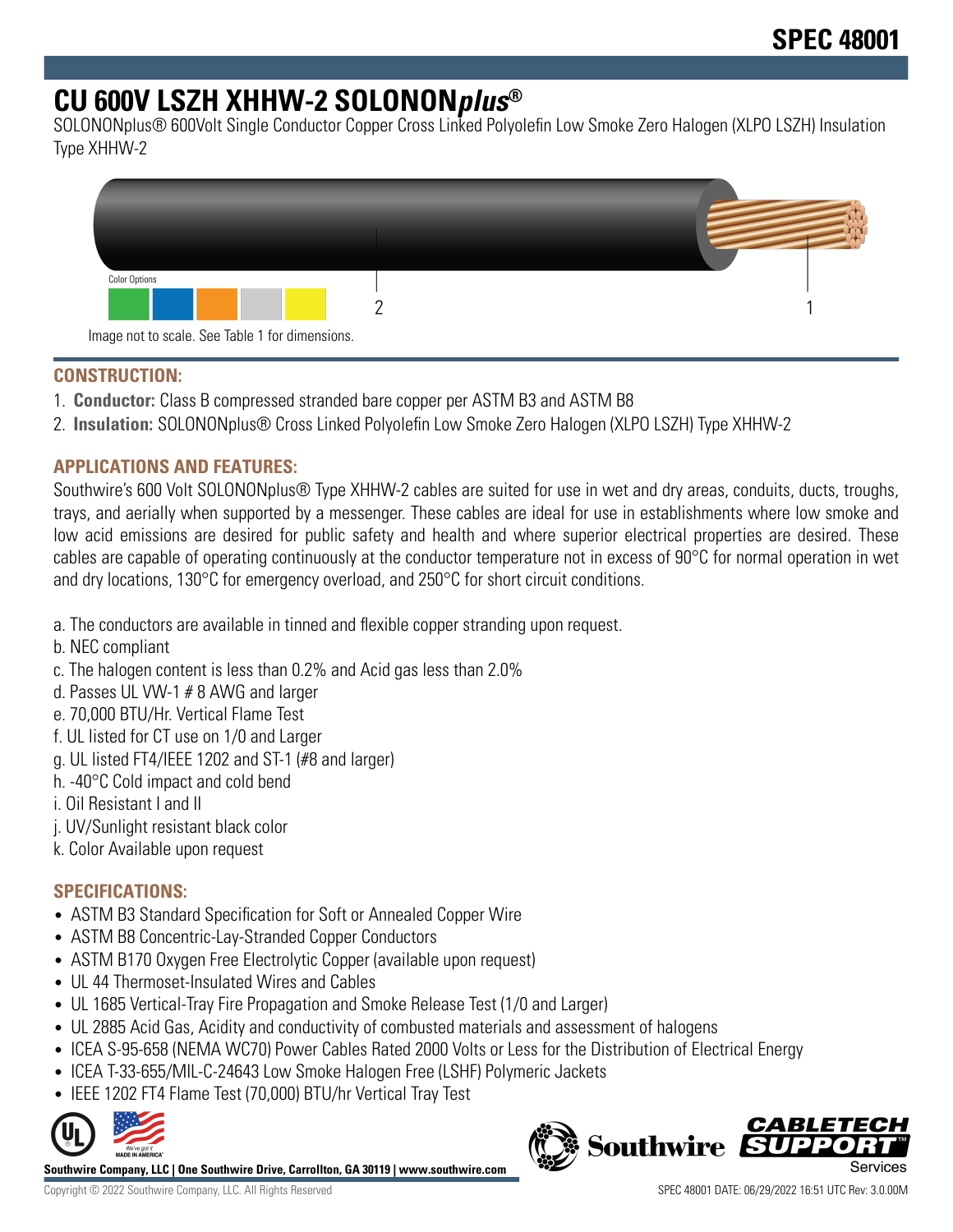# SPEC 48001

# CU 600V LSZH XHHW-2 SOLONON*plus*®

SOLONONplus® 600Volt Single Conductor Copper Cross Linked Polyolefin Low Smoke Zero Halogen (XLPO LSZH) Insulation Type XHHW-2

Color Options

2 1

Image not to scale. See Table 1 for dimensions.

## CONSTRUCTION:

1. **Conductor:** Class B compressed stranded bare copper per ASTM B3 and ASTM B8
2. **Insulation:** SOLONONplus® Cross Linked Polyolefin Low Smoke Zero Halogen (XLPO LSZH) Type XHHW-2

## APPLICATIONS AND FEATURES:

Southwire's 600 Volt SOLONONplus® Type XHHW-2 cables are suited for use in wet and dry areas, conduits, ducts, troughs, trays, and aerially when supported by a messenger. These cables are ideal for use in establishments where low smoke and low acid emissions are desired for public safety and health and where superior electrical properties are desired. These cables are capable of operating continuously at the conductor temperature not in excess of 90°C for normal operation in wet and dry locations, 130°C for emergency overload, and 250°C for short circuit conditions.

a. The conductors are available in tinned and flexible copper stranding upon request.
b. NEC compliant
c. The halogen content is less than 0.2% and Acid gas less than 2.0%
d. Passes UL VW-1 # 8 AWG and larger
e. 70,000 BTU/Hr. Vertical Flame Test
f. UL listed for CT use on 1/0 and Larger
g. UL listed FT4/IEEE 1202 and ST-1 (#8 and larger)
h. -40°C Cold impact and cold bend
i. Oil Resistant I and II
j. UV/Sunlight resistant black color
k. Color Available upon request

## SPECIFICATIONS:

- ASTM B3 Standard Specification for Soft or Annealed Copper Wire
- ASTM B8 Concentric-Lay-Stranded Copper Conductors
- ASTM B170 Oxygen Free Electrolytic Copper (available upon request)
- UL 44 Thermoset-Insulated Wires and Cables
- UL 1685 Vertical-Tray Fire Propagation and Smoke Release Test (1/0 and Larger)
- UL 2885 Acid Gas, Acidity and conductivity of combusted materials and assessment of halogens
- ICEA S-95-658 (NEMA WC70) Power Cables Rated 2000 Volts or Less for the Distribution of Electrical Energy
- ICEA T-33-655/MIL-C-24643 Low Smoke Halogen Free (LSHF) Polymeric Jackets
- IEEE 1202 FT4 Flame Test (70,000) BTU/hr Vertical Tray Test

**Southwire Company, LLC | One Southwire Drive, Carrollton, GA 30119 | www.southwire.com**

Copyright © 2022 Southwire Company, LLC. All Rights Reserved

SPEC 48001 DATE: 06/29/2022 16:51 UTC Rev: 3.0.00M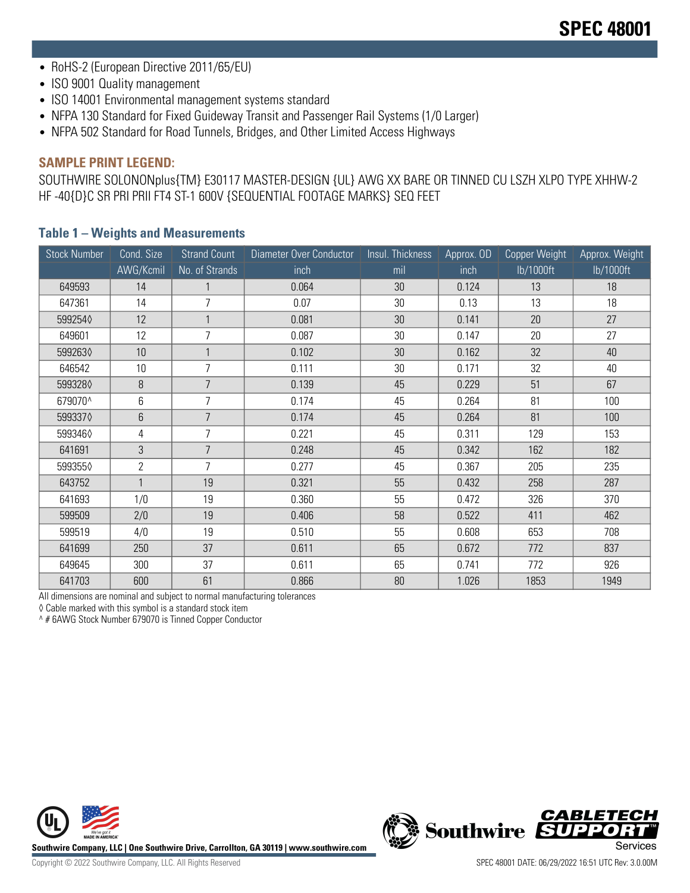- RoHS-2 (European Directive 2011/65/EU)
- ISO 9001 Quality management
- ISO 14001 Environmental management systems standard
- NFPA 130 Standard for Fixed Guideway Transit and Passenger Rail Systems (1/0 Larger)
- NFPA 502 Standard for Road Tunnels, Bridges, and Other Limited Access Highways

### SAMPLE PRINT LEGEND:

SOUTHWIRE SOLONONplus{TM} E30117 MASTER-DESIGN {UL} AWG XX BARE OR TINNED CU LSZH XLPO TYPE XHHW-2 HF -40{D}C SR PRI PRII FT4 ST-1 600V {SEQUENTIAL FOOTAGE MARKS} SEQ FEET

### Table 1 – Weights and Measurements

| Stock Number | Cond. Size | Strand Count | Diameter Over Conductor | Insul. Thickness | Approx. OD | Copper Weight | Approx. Weight |
|---|---|---|---|---|---|---|---|
| | AWG/Kcmil | No. of Strands | inch | mil | inch | lb/1000ft | lb/1000ft |
| 649593 | 14 | 1 | 0.064 | 30 | 0.124 | 13 | 18 |
| 647361 | 14 | 7 | 0.07 | 30 | 0.13 | 13 | 18 |
| 599254◊ | 12 | 1 | 0.081 | 30 | 0.141 | 20 | 27 |
| 649601 | 12 | 7 | 0.087 | 30 | 0.147 | 20 | 27 |
| 599263◊ | 10 | 1 | 0.102 | 30 | 0.162 | 32 | 40 |
| 646542 | 10 | 7 | 0.111 | 30 | 0.171 | 32 | 40 |
| 599328◊ | 8 | 7 | 0.139 | 45 | 0.229 | 51 | 67 |
| 679070^ | 6 | 7 | 0.174 | 45 | 0.264 | 81 | 100 |
| 599337◊ | 6 | 7 | 0.174 | 45 | 0.264 | 81 | 100 |
| 599346◊ | 4 | 7 | 0.221 | 45 | 0.311 | 129 | 153 |
| 641691 | 3 | 7 | 0.248 | 45 | 0.342 | 162 | 182 |
| 599355◊ | 2 | 7 | 0.277 | 45 | 0.367 | 205 | 235 |
| 643752 | 1 | 19 | 0.321 | 55 | 0.432 | 258 | 287 |
| 641693 | 1/0 | 19 | 0.360 | 55 | 0.472 | 326 | 370 |
| 599509 | 2/0 | 19 | 0.406 | 58 | 0.522 | 411 | 462 |
| 599519 | 4/0 | 19 | 0.510 | 55 | 0.608 | 653 | 708 |
| 641699 | 250 | 37 | 0.611 | 65 | 0.672 | 772 | 837 |
| 649645 | 300 | 37 | 0.611 | 65 | 0.741 | 772 | 926 |
| 641703 | 600 | 61 | 0.866 | 80 | 1.026 | 1853 | 1949 |

All dimensions are nominal and subject to normal manufacturing tolerances

◊ Cable marked with this symbol is a standard stock item

^ # 6AWG Stock Number 679070 is Tinned Copper Conductor

Southwire Company, LLC | One Southwire Drive, Carrollton, GA 30119 | www.southwire.com

Copyright © 2022 Southwire Company, LLC. All Rights Reserved

SPEC 48001 DATE: 06/29/2022 16:51 UTC Rev: 3.0.00M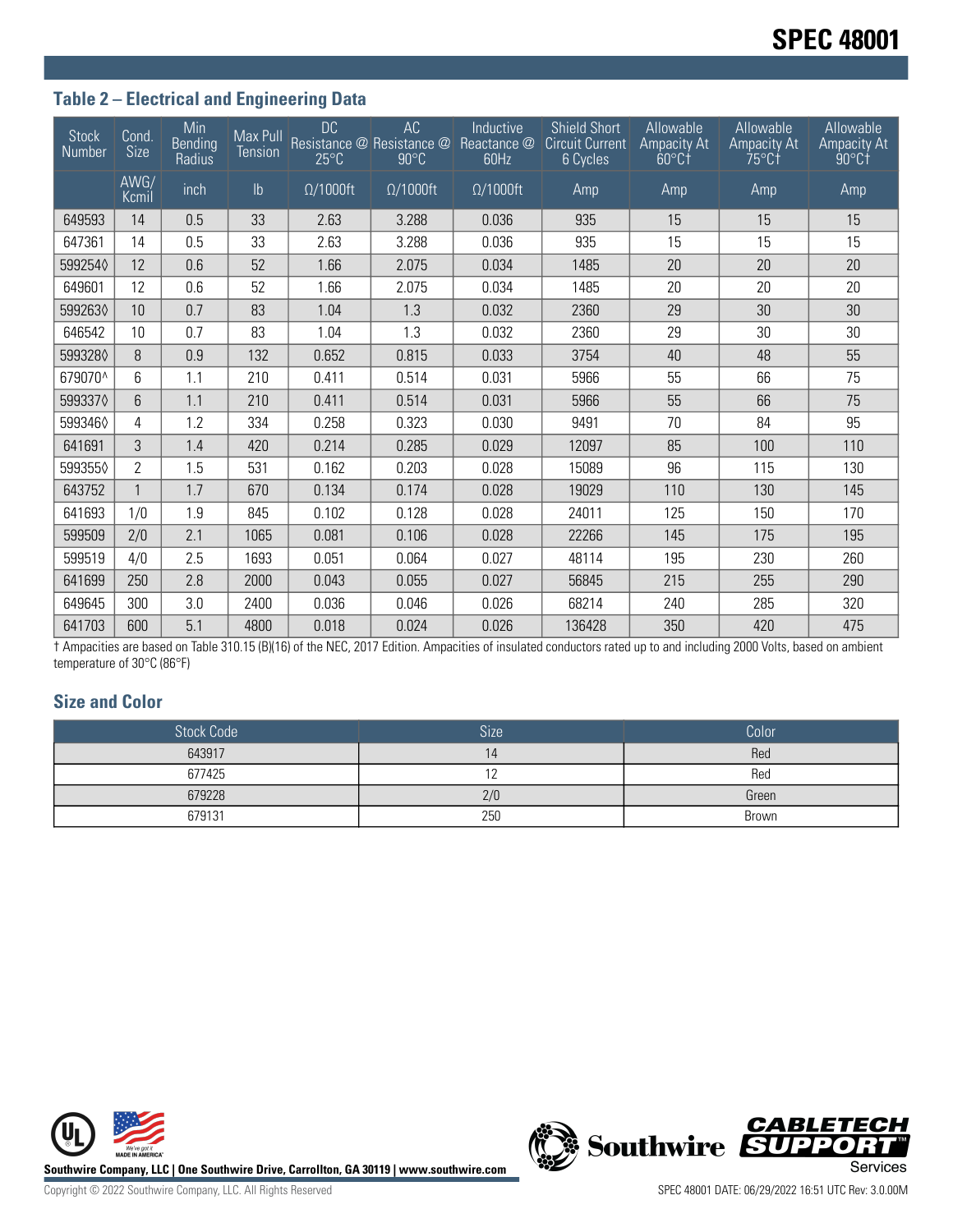## Table 2 – Electrical and Engineering Data

| Stock Number | Cond. Size | Min Bending Radius | Max Pull Tension | DC Resistance @ 25°C | AC Resistance @ 90°C | Inductive Reactance @ 60Hz | Shield Short Circuit Current 6 Cycles | Allowable Ampacity At 60°C† | Allowable Ampacity At 75°C† | Allowable Ampacity At 90°C† |
|---|---|---|---|---|---|---|---|---|---|---|
| | AWG/ Kcmil | inch | lb | Ω/1000ft | Ω/1000ft | Ω/1000ft | Amp | Amp | Amp | Amp |
| 649593 | 14 | 0.5 | 33 | 2.63 | 3.288 | 0.036 | 935 | 15 | 15 | 15 |
| 647361 | 14 | 0.5 | 33 | 2.63 | 3.288 | 0.036 | 935 | 15 | 15 | 15 |
| 599254◊ | 12 | 0.6 | 52 | 1.66 | 2.075 | 0.034 | 1485 | 20 | 20 | 20 |
| 649601 | 12 | 0.6 | 52 | 1.66 | 2.075 | 0.034 | 1485 | 20 | 20 | 20 |
| 599263◊ | 10 | 0.7 | 83 | 1.04 | 1.3 | 0.032 | 2360 | 29 | 30 | 30 |
| 646542 | 10 | 0.7 | 83 | 1.04 | 1.3 | 0.032 | 2360 | 29 | 30 | 30 |
| 599328◊ | 8 | 0.9 | 132 | 0.652 | 0.815 | 0.033 | 3754 | 40 | 48 | 55 |
| 679070^ | 6 | 1.1 | 210 | 0.411 | 0.514 | 0.031 | 5966 | 55 | 66 | 75 |
| 599337◊ | 6 | 1.1 | 210 | 0.411 | 0.514 | 0.031 | 5966 | 55 | 66 | 75 |
| 599346◊ | 4 | 1.2 | 334 | 0.258 | 0.323 | 0.030 | 9491 | 70 | 84 | 95 |
| 641691 | 3 | 1.4 | 420 | 0.214 | 0.285 | 0.029 | 12097 | 85 | 100 | 110 |
| 599355◊ | 2 | 1.5 | 531 | 0.162 | 0.203 | 0.028 | 15089 | 96 | 115 | 130 |
| 643752 | 1 | 1.7 | 670 | 0.134 | 0.174 | 0.028 | 19029 | 110 | 130 | 145 |
| 641693 | 1/0 | 1.9 | 845 | 0.102 | 0.128 | 0.028 | 24011 | 125 | 150 | 170 |
| 599509 | 2/0 | 2.1 | 1065 | 0.081 | 0.106 | 0.028 | 22266 | 145 | 175 | 195 |
| 599519 | 4/0 | 2.5 | 1693 | 0.051 | 0.064 | 0.027 | 48114 | 195 | 230 | 260 |
| 641699 | 250 | 2.8 | 2000 | 0.043 | 0.055 | 0.027 | 56845 | 215 | 255 | 290 |
| 649645 | 300 | 3.0 | 2400 | 0.036 | 0.046 | 0.026 | 68214 | 240 | 285 | 320 |
| 641703 | 600 | 5.1 | 4800 | 0.018 | 0.024 | 0.026 | 136428 | 350 | 420 | 475 |

† Ampacities are based on Table 310.15 (B)(16) of the NEC, 2017 Edition. Ampacities of insulated conductors rated up to and including 2000 Volts, based on ambient temperature of 30°C (86°F)

## Size and Color

| Stock Code | Size | Color |
|---|---|---|
| 643917 | 14 | Red |
| 677425 | 12 | Red |
| 679228 | 2/0 | Green |
| 679131 | 250 | Brown |